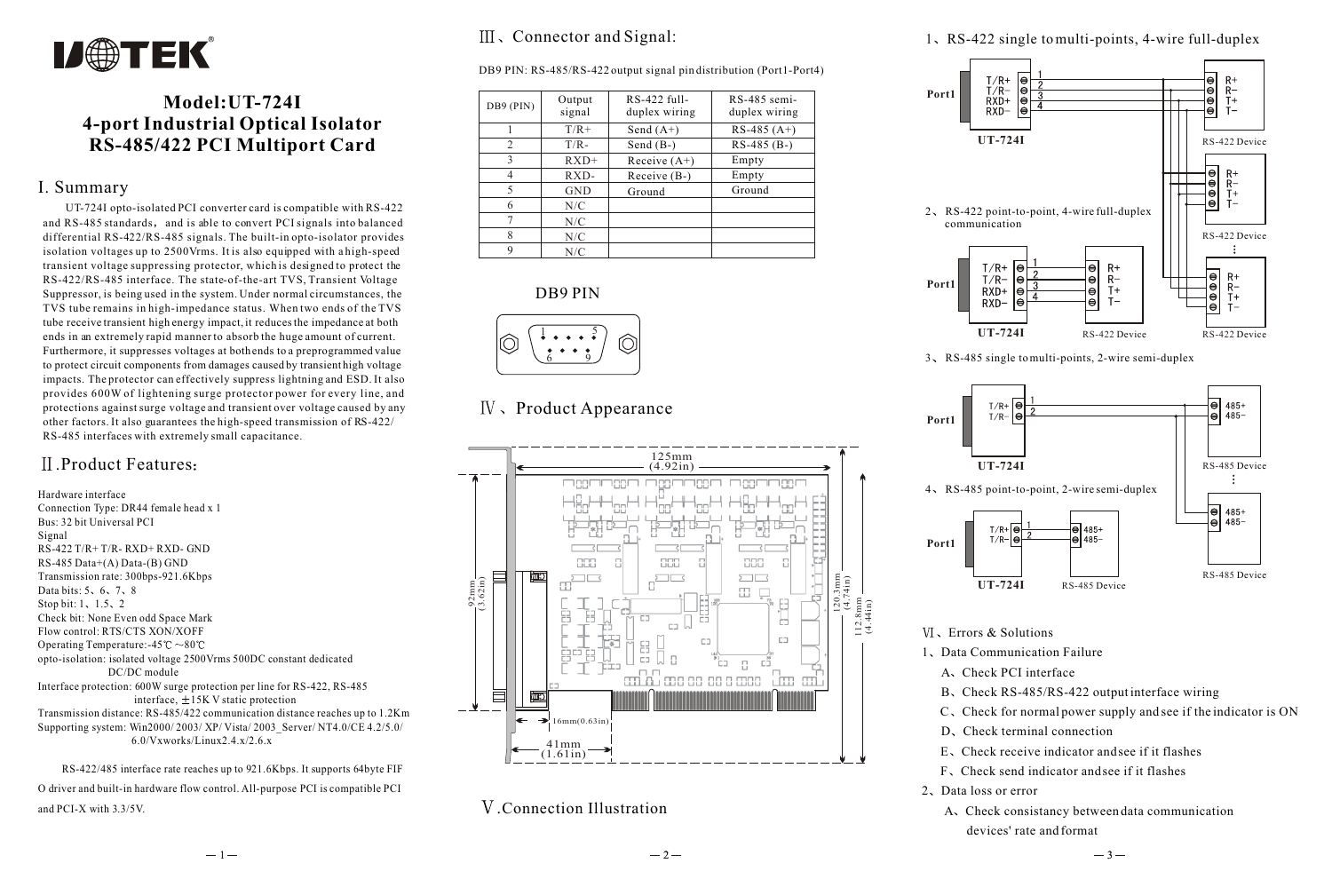# UTEK

## Model:UT-724I
## 4-port Industrial Optical Isolator
## RS-485/422 PCI Multiport Card

## I. Summary

UT-724I opto-isolated PCI converter card is compatible with RS-422 and RS-485 standards, and is able to convert PCI signals into balanced differential RS-422/RS-485 signals. The built-in opto-isolator provides isolation voltages up to 2500Vrms. It is also equipped with a high-speed transient voltage suppressing protector, which is designed to protect the RS-422/RS-485 interface. The state-of-the-art TVS, Transient Voltage Suppressor, is being used in the system. Under normal circumstances, the TVS tube remains in high-impedance status. When two ends of the TVS tube receive transient high energy impact, it reduces the impedance at both ends in an extremely rapid manner to absorb the huge amount of current. Furthermore, it suppresses voltages at both ends to a preprogrammed value to protect circuit components from damages caused by transient high voltage impacts. The protector can effectively suppress lightning and ESD. It also provides 600W of lightening surge protector power for every line, and protections against surge voltage and transient over voltage caused by any other factors. It also guarantees the high-speed transmission of RS-422/RS-485 interfaces with extremely small capacitance.

## Ⅱ.Product Features:

Hardware interface
Connection Type: DR44 female head x 1
Bus: 32 bit Universal PCI
Signal
RS-422 T/R+ T/R- RXD+ RXD- GND
RS-485 Data+(A) Data-(B) GND
Transmission rate: 300bps-921.6Kbps
Data bits: 5、6、7、8
Stop bit: 1、1.5、2
Check bit: None Even odd Space Mark
Flow control: RTS/CTS XON/XOFF
Operating Temperature:-45℃ ~80℃
opto-isolation: isolated voltage 2500Vrms 500DC constant dedicated DC/DC module
Interface protection: 600W surge protection per line for RS-422, RS-485 interface, ±15K V static protection
Transmission distance: RS-485/422 communication distance reaches up to 1.2Km
Supporting system: Win2000/ 2003/ XP/ Vista/ 2003_Server/ NT4.0/CE 4.2/5.0/ 6.0/Vxworks/Linux2.4.x/2.6.x

RS-422/485 interface rate reaches up to 921.6Kbps. It supports 64byte FIFO driver and built-in hardware flow control. All-purpose PCI is compatible PCI and PCI-X with 3.3/5V.

## Ⅲ、Connector and Signal:

DB9 PIN: RS-485/RS-422 output signal pin distribution (Port1-Port4)

| DB9 (PIN) | Output signal | RS-422 full-duplex wiring | RS-485 semi-duplex wiring |
|---|---|---|---|
| 1 | T/R+ | Send (A+) | RS-485 (A+) |
| 2 | T/R- | Send (B-) | RS-485 (B-) |
| 3 | RXD+ | Receive (A+) | Empty |
| 4 | RXD- | Receive (B-) | Empty |
| 5 | GND | Ground | Ground |
| 6 | N/C | | |
| 7 | N/C | | |
| 8 | N/C | | |
| 9 | N/C | | |

DB9 PIN

## Ⅳ、Product Appearance

125mm (4.92in); 92mm (3.62in); 120.3mm (4.74in); 112.8mm (4.44in); 16mm(0.63in); 41mm (1.61in)

## Ⅴ.Connection Illustration

1、RS-422 single to multi-points, 4-wire full-duplex

Port1 — T/R+ (1), T/R- (2), RXD+ (3), RXD- (4) — UT-724I → R+ R- T+ T- RS-422 Device; RS-422 Device; ... RS-422 Device

2、RS-422 point-to-point, 4-wire full-duplex communication

Port1 — T/R+ (1), T/R- (2), RXD+ (3), RXD- (4) — UT-724I → R+ R- T+ T- RS-422 Device

3、RS-485 single to multi-points, 2-wire semi-duplex

Port1 — T/R+ (1), T/R- (2) — UT-724I → 485+ 485- RS-485 Device; ... RS-485 Device

4、RS-485 point-to-point, 2-wire semi-duplex

Port1 — T/R+ (1), T/R- (2) — UT-724I → 485+ 485- RS-485 Device

## Ⅵ、Errors & Solutions

1、Data Communication Failure
- A、Check PCI interface
- B、Check RS-485/RS-422 output interface wiring
- C、Check for normal power supply and see if the indicator is ON
- D、Check terminal connection
- E、Check receive indicator and see if it flashes
- F、Check send indicator and see if it flashes

2、Data loss or error
- A、Check consistancy between data communication devices' rate and format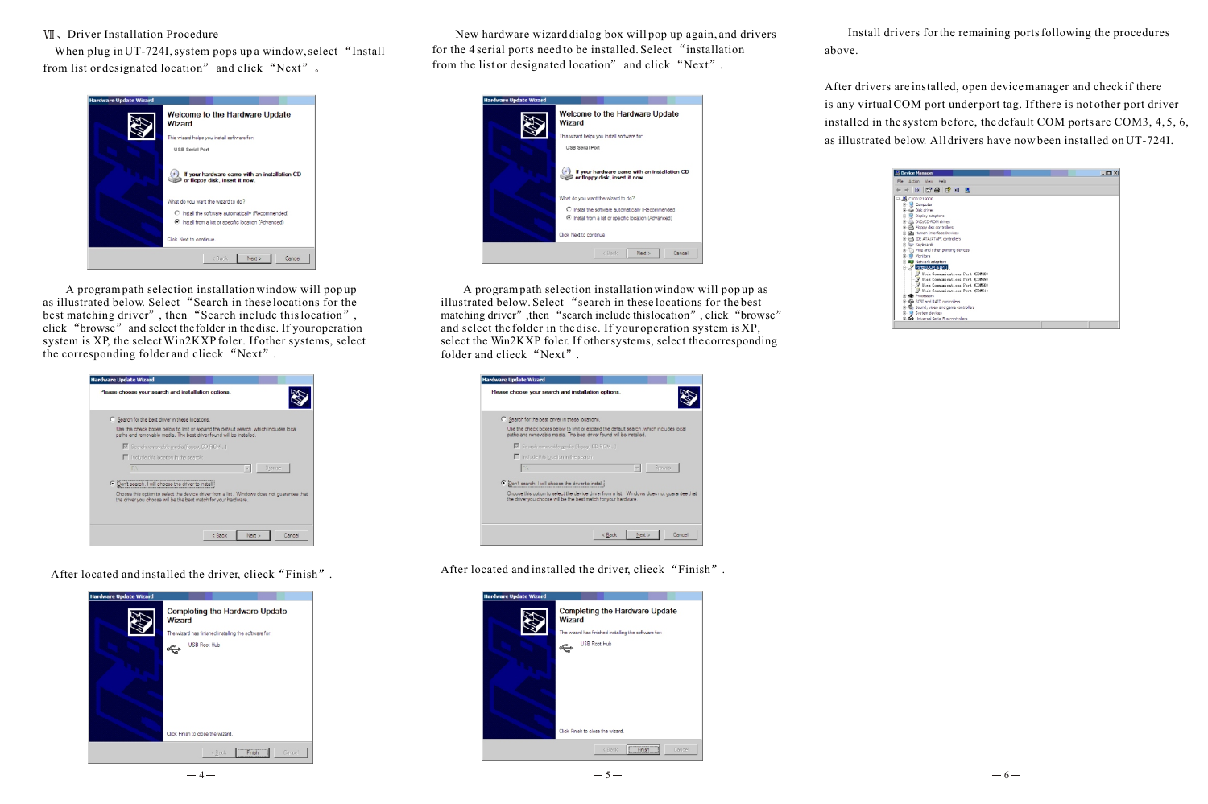## Ⅶ、Driver Installation Procedure

When plug in UT-724I, system pops up a window, select "Install from list or designated location" and click "Next"。

A program path selection installation window will pop up as illustrated below. Select "Search in these locations for the best matching driver", then "Search include this location", click "browse" and select the folder in the disc. If your operation system is XP, the select Win2KXP foler. If other systems, select the corresponding folder and clieck "Next".

After located and installed the driver, clieck "Finish".

New hardware wizard dialog box will pop up again, and drivers for the 4 serial ports need to be installed. Select "installation from the list or designated location" and click "Next".

A program path selection installation window will pop up as illustrated below. Select "search in these locations for the best matching driver", then "search include this location", click "browse" and select the folder in the disc. If your operation system is XP, select the Win2KXP foler. If other systems, select the corresponding folder and clieck "Next".

After located and installed the driver, clieck "Finish".

Install drivers for the remaining ports following the procedures above.

After drivers are installed, open device manager and check if there is any virtual COM port under port tag. If there is not other port driver installed in the system before, the default COM ports are COM3, 4, 5, 6, as illustrated below. All drivers have now been installed on UT-724I.